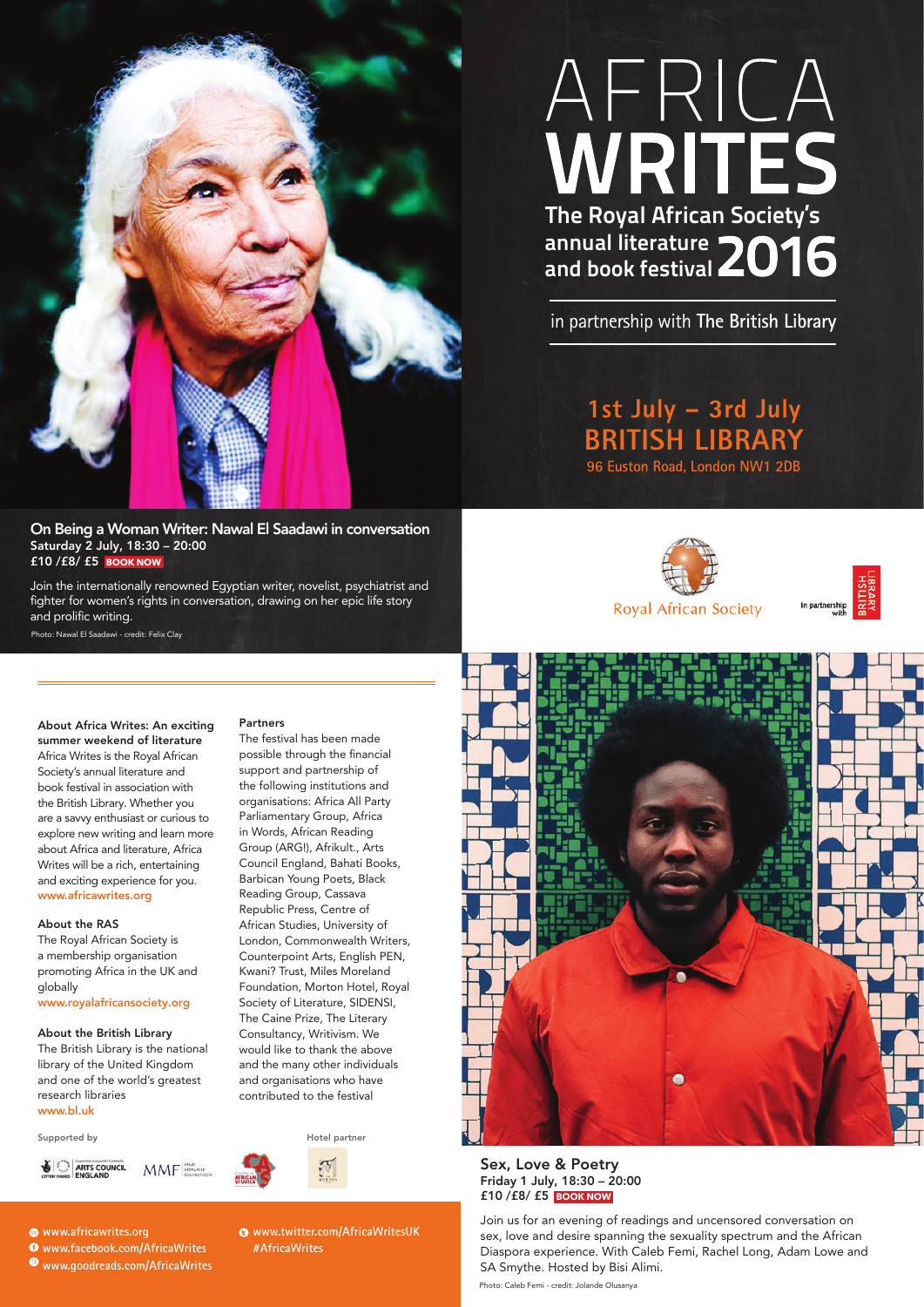# AFRICA WRITES

## The Royal African Society's annual literature and book festival 2016

in partnership with The British Library

**1st July – 3rd July**
**BRITISH LIBRARY**
96 Euston Road, London NW1 2DB

### On Being a Woman Writer: Nawal El Saadawi in conversation

**Saturday 2 July, 18:30 – 20:00**
**£10 /£8/ £5** **BOOK NOW**

Join the internationally renowned Egyptian writer, novelist, psychiatrist and fighter for women's rights in conversation, drawing on her epic life story and prolific writing.

Photo: Nawal El Saadawi - credit: Felix Clay

Royal African Society

In partnership with BRITISH LIBRARY

**About Africa Writes: An exciting summer weekend of literature**
Africa Writes is the Royal African Society's annual literature and book festival in association with the British Library. Whether you are a savvy enthusiast or curious to explore new writing and learn more about Africa and literature, Africa Writes will be a rich, entertaining and exciting experience for you.
www.africawrites.org

**About the RAS**
The Royal African Society is a membership organisation promoting Africa in the UK and globally
www.royalafricansociety.org

**About the British Library**
The British Library is the national library of the United Kingdom and one of the world's greatest research libraries
www.bl.uk

**Partners**
The festival has been made possible through the financial support and partnership of the following institutions and organisations: Africa All Party Parliamentary Group, Africa in Words, African Reading Group (ARG!), Afrikult., Arts Council England, Bahati Books, Barbican Young Poets, Black Reading Group, Cassava Republic Press, Centre of African Studies, University of London, Commonwealth Writers, Counterpoint Arts, English PEN, Kwani? Trust, Miles Moreland Foundation, Morton Hotel, Royal Society of Literature, SIDENSI, The Caine Prize, The Literary Consultancy, Writivism. We would like to thank the above and the many other individuals and organisations who have contributed to the festival

Supported by

Hotel partner

www.africawrites.org
www.facebook.com/AfricaWrites
www.goodreads.com/AfricaWrites
www.twitter.com/AfricaWritesUK
#AfricaWrites

### Sex, Love & Poetry

**Friday 1 July, 18:30 – 20:00**
**£10 /£8/ £5** **BOOK NOW**

Join us for an evening of readings and uncensored conversation on sex, love and desire spanning the sexuality spectrum and the African Diaspora experience. With Caleb Femi, Rachel Long, Adam Lowe and SA Smythe. Hosted by Bisi Alimi.

Photo: Caleb Femi - credit: Jolande Olusanya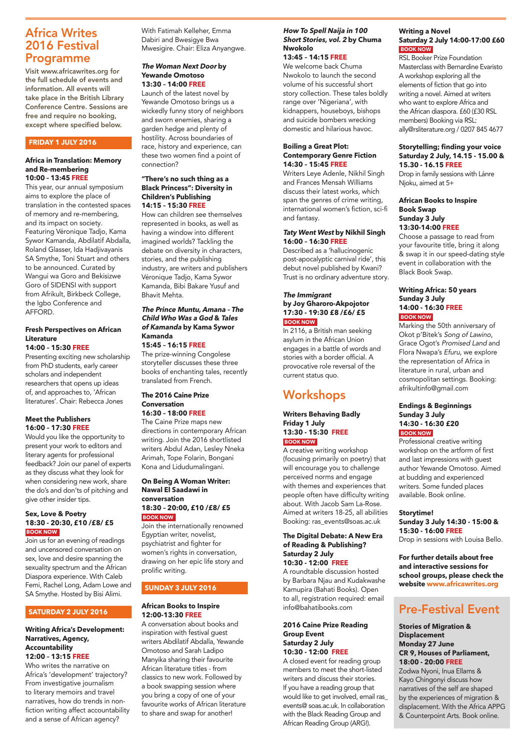# Africa Writes 2016 Festival Programme

**Visit www.africawrites.org for the full schedule of events and information. All events will take place in the British Library Conference Centre. Sessions are free and require no booking, except where specified below.**

## FRIDAY 1 JULY 2016

**Africa in Translation: Memory and Re-membering**
**10:00 – 13:45 FREE**
This year, our annual symposium aims to explore the place of translation in the contested spaces of memory and re-membering, and its impact on society. Featuring Véronique Tadjo, Kama Sywor Kamanda, Abdilatif Abdalla, Roland Glasser, Ida Hadjivayanis SA Smythe, Toni Stuart and others to be announced. Curated by Wangui wa Goro and Bekisizwe Goro of SIDENSI with support from Afrikult, Birkbeck College, the Igbo Conference and AFFORD.

**Fresh Perspectives on African Literature**
**14:00 – 15:30 FREE**
Presenting exciting new scholarship from PhD students, early career scholars and independent researchers that opens up ideas of, and approaches to, 'African literatures'. Chair: Rebecca Jones

**Meet the Publishers**
**16:00 – 17:30 FREE**
Would you like the opportunity to present your work to editors and literary agents for professional feedback? Join our panel of experts as they discuss what they look for when considering new work, share the do's and don'ts of pitching and give other insider tips.

**Sex, Love & Poetry**
**18:30 – 20:30, £10 /£8/ £5**
**BOOK NOW**
Join us for an evening of readings and uncensored conversation on sex, love and desire spanning the sexuality spectrum and the African Diaspora experience. With Caleb Femi, Rachel Long, Adam Lowe and SA Smythe. Hosted by Bisi Alimi.

## SATURDAY 2 JULY 2016

**Writing Africa's Development: Narratives, Agency, Accountability**
**12:00 – 13:15 FREE**
Who writes the narrative on Africa's 'development' trajectory? From investigative journalism to literary memoirs and travel narratives, how do trends in non-fiction writing affect accountability and a sense of African agency? With Fatimah Kelleher, Emma Dabiri and Bwesigye Bwa Mwesigire. Chair: Eliza Anyangwe.

***The Woman Next Door* by Yewande Omotoso**
**13:30 – 14:00 FREE**
Launch of the latest novel by Yewande Omotoso brings us a wickedly funny story of neighbors and sworn enemies, sharing a garden hedge and plenty of hostility. Across boundaries of race, history and experience, can these two women find a point of connection?

**"There's no such thing as a Black Princess": Diversity in Children's Publishing**
**14:15 – 15:30 FREE**
How can children see themselves represented in books, as well as having a window into different imagined worlds? Tackling the debate on diversity in characters, stories, and the publishing industry, are writers and publishers Véronique Tadjo, Kama Sywor Kamanda, Bibi Bakare Yusuf and Bhavit Mehta.

***The Prince Muntu, Amana – The Child Who Was a God* & *Tales of Kamanda* by Kama Sywor Kamanda**
**15:45 – 16:15 FREE**
The prize-winning Congolese storyteller discusses these three books of enchanting tales, recently translated from French.

**The 2016 Caine Prize Conversation**
**16:30 – 18:00 FREE**
The Caine Prize maps new directions in contemporary African writing. Join the 2016 shortlisted writers Abdul Adan, Lesley Nneka Arimah, Tope Folarin, Bongani Kona and Lidudumalingani.

**On Being A Woman Writer: Nawal El Saadawi in conversation**
**18:30 – 20:00, £10 /£8/ £5**
**BOOK NOW**
Join the internationally renowned Egyptian writer, novelist, psychiatrist and fighter for women's rights in conversation, drawing on her epic life story and prolific writing.

## SUNDAY 3 JULY 2016

**African Books to Inspire**
**12:00-13:30 FREE**
A conversation about books and inspiration with festival guest writers Abdilatif Abdalla, Yewande Omotoso and Sarah Ladipo Manyika sharing their favourite African literature titles - from classics to new work. Followed by a book swapping session where you bring a copy of one of your favourite works of African literature to share and swap for another!

***How To Spell Naija in 100 Short Stories, vol. 2* by Chuma Nwokolo**
**13:45 – 14:15 FREE**
We welcome back Chuma Nwokolo to launch the second volume of his successful short story collection. These tales boldly range over 'Nigeriana', with kidnappers, houseboys, bishops and suicide bombers wrecking domestic and hilarious havoc.

**Boiling a Great Plot: Contemporary Genre Fiction**
**14:30 – 15:45 FREE**
Writers Leye Adenle, Nikhil Singh and Frances Mensah Williams discuss their latest works, which span the genres of crime writing, international women's fiction, sci-fi and fantasy.

***Taty Went West* by Nikhil Singh**
**16:00 – 16:30 FREE**
Described as a 'hallucinogenic post-apocalyptic carnival ride', this debut novel published by Kwani? Trust is no ordinary adventure story.

***The Immigrant* by Joy Gharoro-Akpojotor**
**17:30 - 19:30 £8 /£6/ £5**
**BOOK NOW**
In 2116, a British man seeking asylum in the African Union engages in a battle of words and stories with a border official. A provocative role reversal of the current status quo.

# Workshops

**Writers Behaving Badly**
**Friday 1 July**
**13:30 - 15:30 FREE**
**BOOK NOW**
A creative writing workshop (focusing primarily on poetry) that will encourage you to challenge perceived norms and engage with themes and experiences that people often have difficulty writing about. With Jacob Sam La-Rose. Aimed at writers 18-25, all abilities Booking: ras_events@soas.ac.uk

**The Digital Debate: A New Era of Reading & Publishing?**
**Saturday 2 July**
**10:30 - 12:00 FREE**
A roundtable discussion hosted by Barbara Njau and Kudakwashe Kamupira (Bahati Books). Open to all, registration required: email info@bahatibooks.com

**2016 Caine Prize Reading Group Event**
**Saturday 2 July**
**10:30 - 12:00 FREE**
A closed event for reading group members to meet the short-listed writers and discuss their stories. If you have a reading group that would like to get involved, email ras_events@soas.ac.uk. In collaboration with the Black Reading Group and African Reading Group (ARG!).

**Writing a Novel**
**Saturday 2 July 14:00-17:00 £60**
**BOOK NOW**
RSL Booker Prize Foundation Masterclass with Bernardine Evaristo A workshop exploring all the elements of fiction that go into writing a novel. Aimed at writers who want to explore Africa and the African diaspora. £60 (£30 RSL members) Booking via RSL: ally@rsliterature.org / 0207 845 4677

**Storytelling; finding your voice**
**Saturday 2 July, 14.15 - 15.00 & 15.30 - 16.15 FREE**
Drop in family sessions with Lánre Njoku, aimed at 5+

**African Books to Inspire Book Swap**
**Sunday 3 July**
**13:30-14:00 FREE**
Choose a passage to read from your favourite title, bring it along & swap it in our speed-dating style event in collaboration with the Black Book Swap.

**Writing Africa: 50 years**
**Sunday 3 July**
**14:00 - 16:30 FREE**
**BOOK NOW**
Marking the 50th anniversary of Okot p'Bitek's *Song of Lawino*, Grace Ogot's *Promised Land* and Flora Nwapa's *Efuru*, we explore the representation of Africa in literature in rural, urban and cosmopolitan settings. Booking: afrikultinfo@gmail.com

**Endings & Beginnings**
**Sunday 3 July**
**14:30 - 16:30 £20**
**BOOK NOW**
Professional creative writing workshop on the artform of first and last impressions with guest author Yewande Omotoso. Aimed at budding and experienced writers. Some funded places available. Book online.

**Storytime!**
**Sunday 3 July 14:30 - 15:00 & 15:30 - 16:00 FREE**
Drop in sessions with Louisa Bello.

**For further details about free and interactive sessions for school groups, please check the website www.africawrites.org**

# Pre-Festival Event

**Stories of Migration & Displacement**
**Monday 27 June**
**CR 9, Houses of Parliament, 18:00 - 20:00 FREE**
Zodwa Nyoni, Inua Ellams & Kayo Chingonyi discuss how narratives of the self are shaped by the experiences of migration & displacement. With the Africa APPG & Counterpoint Arts. Book online.